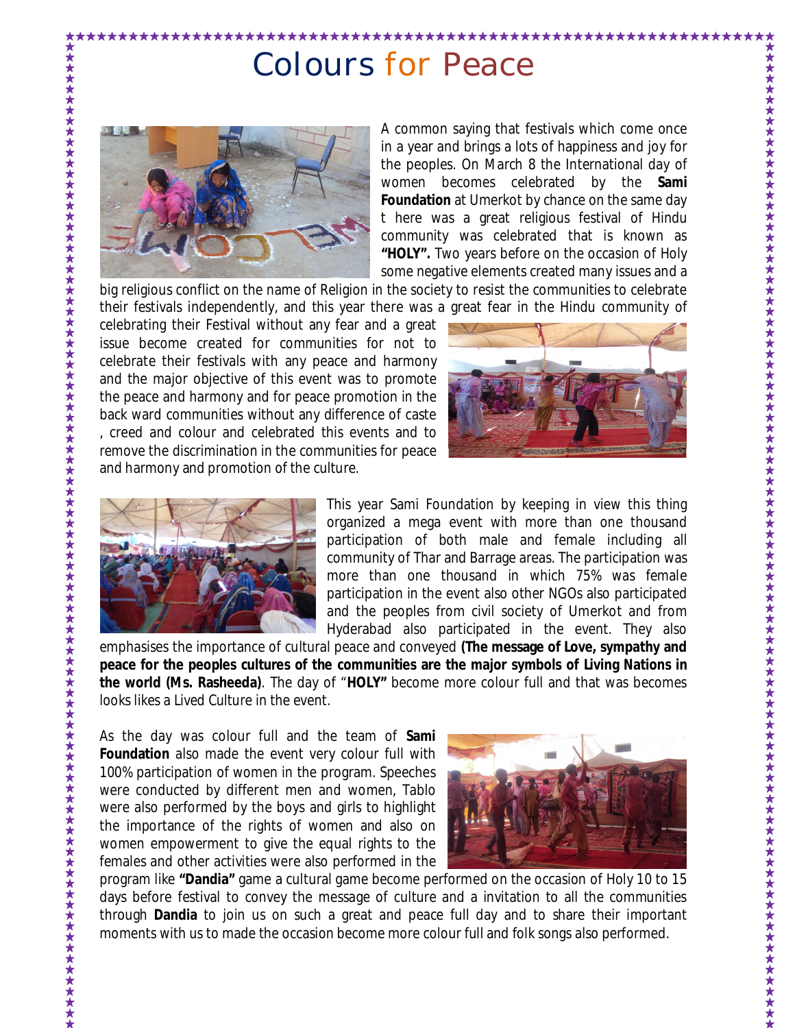# Colours for Peace

A common saying that festivals which come once in a year and brings a lots of happiness and joy for the peoples. On March 8 the International day of women becomes celebrated by the **Sami Foundation** at Umerkot by chance on the same day t here was a great religious festival of Hindu community was celebrated that is known as **"HOLY".** Two years before on the occasion of Holy some negative elements created many issues and a big religious conflict on the name of Religion in the society to resist the communities to celebrate their festivals independently, and this year there was a great fear in the Hindu community of celebrating their Festival without any fear and a great issue become created for communities for not to celebrate their festivals with any peace and harmony and the major objective of this event was to promote the peace and harmony and for peace promotion in the back ward communities without any difference of caste , creed and colour and celebrated this events and to remove the discrimination in the communities for peace and harmony and promotion of the culture.

This year Sami Foundation by keeping in view this thing organized a mega event with more than one thousand participation of both male and female including all community of Thar and Barrage areas. The participation was more than one thousand in which 75% was female participation in the event also other NGOs also participated and the peoples from civil society of Umerkot and from Hyderabad also participated in the event. They also emphasises the importance of cultural peace and conveyed **(The message of Love, sympathy and peace for the peoples cultures of the communities are the major symbols of Living Nations in the world (Ms. Rasheeda)**. The day of "**HOLY"** become more colour full and that was becomes looks likes a Lived Culture in the event.

As the day was colour full and the team of **Sami Foundation** also made the event very colour full with 100% participation of women in the program. Speeches were conducted by different men and women, Tablo were also performed by the boys and girls to highlight the importance of the rights of women and also on women empowerment to give the equal rights to the females and other activities were also performed in the program like **"Dandia"** game a cultural game become performed on the occasion of Holy 10 to 15 days before festival to convey the message of culture and a invitation to all the communities through **Dandia** to join us on such a great and peace full day and to share their important moments with us to made the occasion become more colour full and folk songs also performed.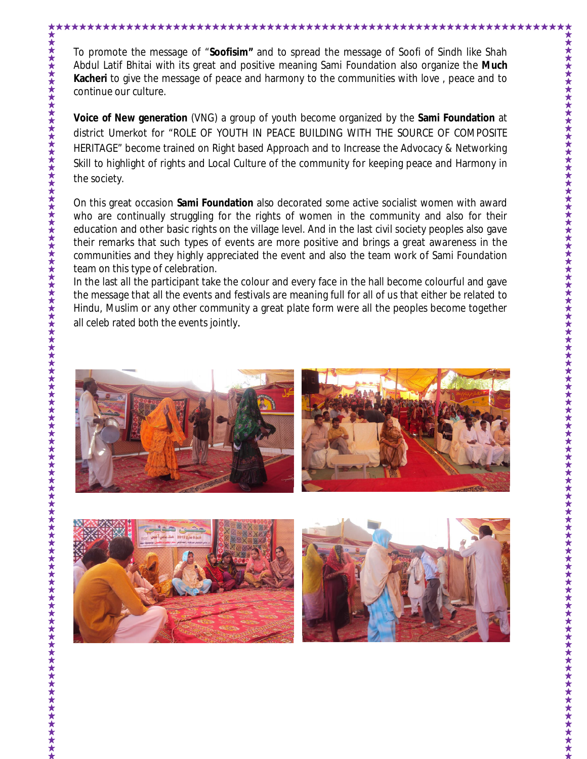To promote the message of "**Soofisim"** and to spread the message of Soofi of Sindh like Shah Abdul Latif Bhitai with its great and positive meaning Sami Foundation also organize the **Much Kacheri** to give the message of peace and harmony to the communities with love , peace and to continue our culture.

**Voice of New generation** (VNG) a group of youth become organized by the **Sami Foundation** at district Umerkot for "ROLE OF YOUTH IN PEACE BUILDING WITH THE SOURCE OF COMPOSITE HERITAGE" become trained on Right based Approach and to Increase the Advocacy & Networking Skill to highlight of rights and Local Culture of the community for keeping peace and Harmony in the society.

On this great occasion **Sami Foundation** also decorated some active socialist women with award who are continually struggling for the rights of women in the community and also for their education and other basic rights on the village level. And in the last civil society peoples also gave their remarks that such types of events are more positive and brings a great awareness in the communities and they highly appreciated the event and also the team work of Sami Foundation team on this type of celebration.

In the last all the participant take the colour and every face in the hall become colourful and gave the message that all the events and festivals are meaning full for all of us that either be related to Hindu, Muslim or any other community a great plate form were all the peoples become together all celeb rated both the events jointly.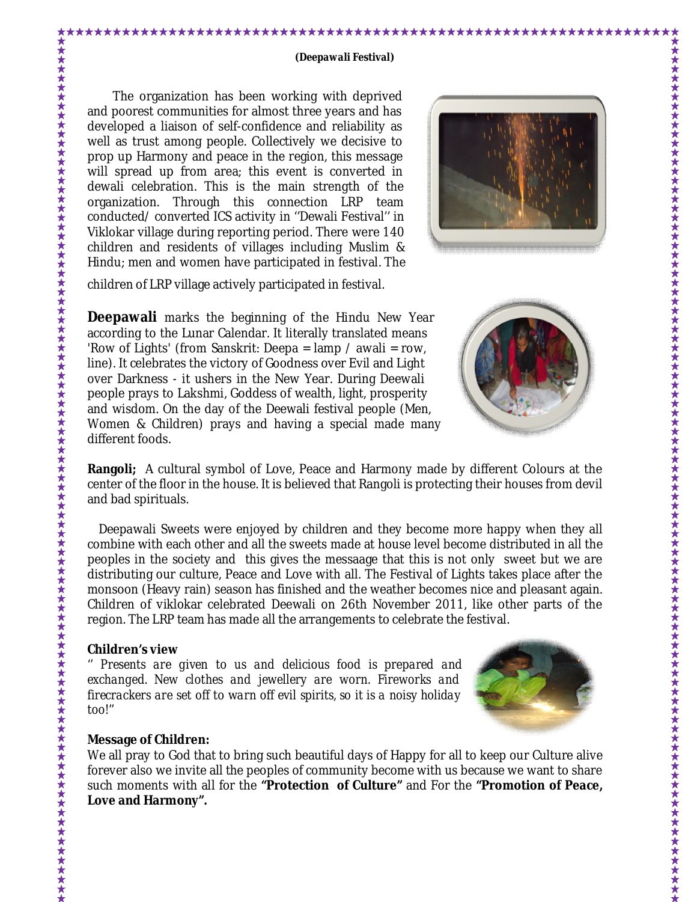**(Deepawali Festival)**

The organization has been working with deprived and poorest communities for almost three years and has developed a liaison of self-confidence and reliability as well as trust among people. Collectively we decisive to prop up Harmony and peace in the region, this message will spread up from area; this event is converted in dewali celebration. This is the main strength of the organization. Through this connection LRP team conducted/ converted ICS activity in ''Dewali Festival'' in Viklokar village during reporting period. There were 140 children and residents of villages including Muslim & Hindu; men and women have participated in festival. The children of LRP village actively participated in festival.

**Deepawali** marks the beginning of the Hindu New Year according to the Lunar Calendar. It literally translated means 'Row of Lights' (from Sanskrit: Deepa = lamp / awali = row, line). It celebrates the victory of Goodness over Evil and Light over Darkness - it ushers in the New Year. During Deewali people prays to Lakshmi, Goddess of wealth, light, prosperity and wisdom. On the day of the Deewali festival people (Men, Women & Children) prays and having a special made many different foods.

**Rangoli;** A cultural symbol of Love, Peace and Harmony made by different Colours at the center of the floor in the house. It is believed that Rangoli is protecting their houses from devil and bad spirituals.

Deepawali Sweets were enjoyed by children and they become more happy when they all combine with each other and all the sweets made at house level become distributed in all the peoples in the society and this gives the messaage that this is not only sweet but we are distributing our culture, Peace and Love with all. The Festival of Lights takes place after the monsoon (Heavy rain) season has finished and the weather becomes nice and pleasant again. Children of viklokar celebrated Deewali on 26th November 2011, like other parts of the region. The LRP team has made all the arrangements to celebrate the festival.

**Children's view**

*'' Presents are given to us and delicious food is prepared and exchanged. New clothes and jewellery are worn. Fireworks and firecrackers are set off to warn off evil spirits, so it is a noisy holiday too!''*

**Message of Children:**

We all pray to God that to bring such beautiful days of Happy for all to keep our Culture alive forever also we invite all the peoples of community become with us because we want to share such moments with all for the **"Protection of Culture"** and For the **"Promotion of Peace, Love and Harmony".**